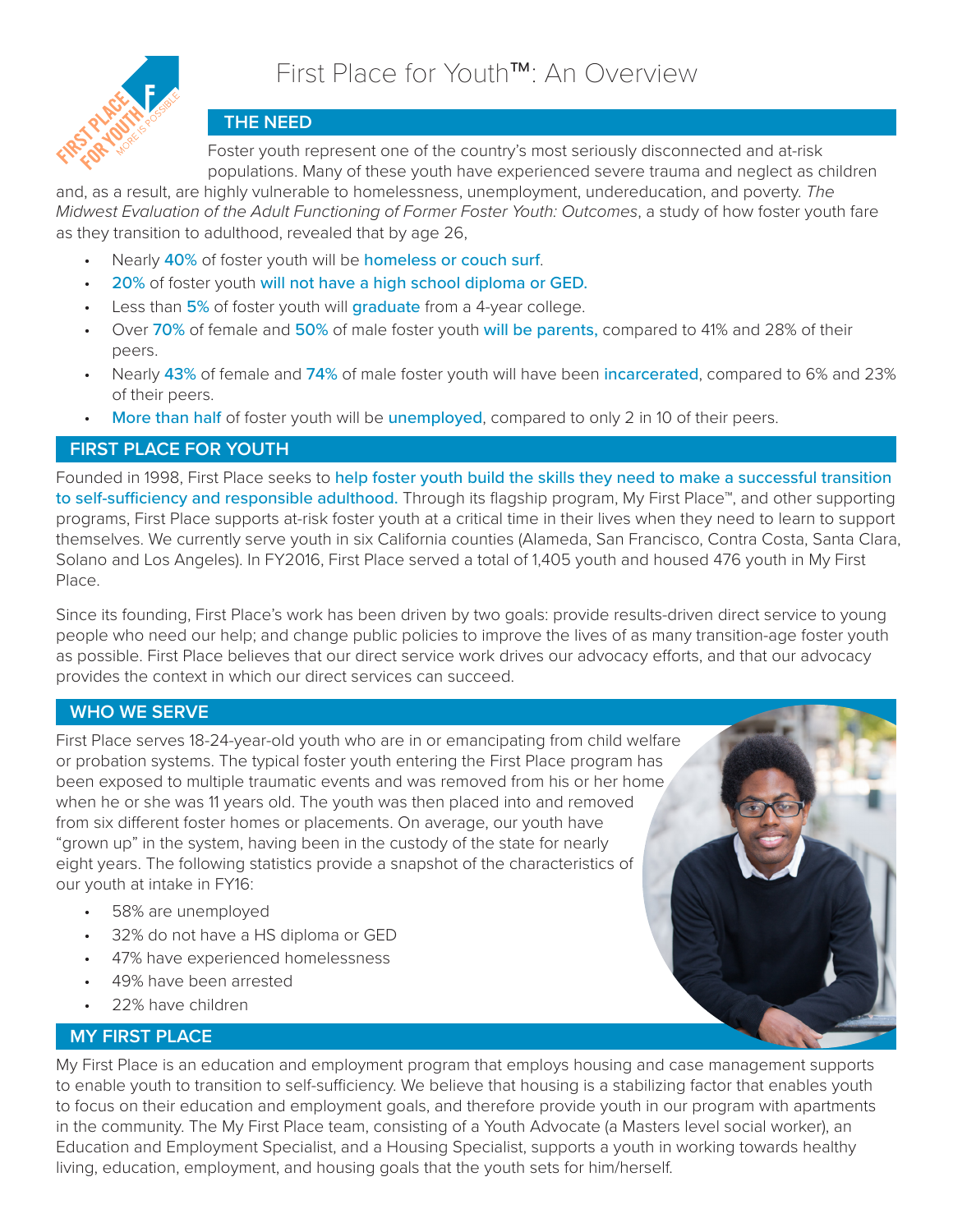# First Place for Youth™: An Overview

## THE NEED

Foster youth represent one of the country's most seriously disconnected and at-risk populations. Many of these youth have experienced severe trauma and neglect as children and, as a result, are highly vulnerable to homelessness, unemployment, undereducation, and poverty. *The Midwest Evaluation of the Adult Functioning of Former Foster Youth: Outcomes*, a study of how foster youth fare as they transition to adulthood, revealed that by age 26,

- Nearly 40% of foster youth will be homeless or couch surf.
- 20% of foster youth will not have a high school diploma or GED.
- Less than 5% of foster youth will graduate from a 4-year college.
- Over 70% of female and 50% of male foster youth will be parents, compared to 41% and 28% of their peers.
- Nearly 43% of female and 74% of male foster youth will have been incarcerated, compared to 6% and 23% of their peers.
- More than half of foster youth will be unemployed, compared to only 2 in 10 of their peers.

## FIRST PLACE FOR YOUTH

Founded in 1998, First Place seeks to help foster youth build the skills they need to make a successful transition to self-sufficiency and responsible adulthood. Through its flagship program, My First Place™, and other supporting programs, First Place supports at-risk foster youth at a critical time in their lives when they need to learn to support themselves. We currently serve youth in six California counties (Alameda, San Francisco, Contra Costa, Santa Clara, Solano and Los Angeles). In FY2016, First Place served a total of 1,405 youth and housed 476 youth in My First Place.

Since its founding, First Place's work has been driven by two goals: provide results-driven direct service to young people who need our help; and change public policies to improve the lives of as many transition-age foster youth as possible. First Place believes that our direct service work drives our advocacy efforts, and that our advocacy provides the context in which our direct services can succeed.

## WHO WE SERVE

First Place serves 18-24-year-old youth who are in or emancipating from child welfare or probation systems. The typical foster youth entering the First Place program has been exposed to multiple traumatic events and was removed from his or her home when he or she was 11 years old. The youth was then placed into and removed from six different foster homes or placements. On average, our youth have "grown up" in the system, having been in the custody of the state for nearly eight years. The following statistics provide a snapshot of the characteristics of our youth at intake in FY16:

- 58% are unemployed
- 32% do not have a HS diploma or GED
- 47% have experienced homelessness
- 49% have been arrested
- 22% have children

## MY FIRST PLACE

My First Place is an education and employment program that employs housing and case management supports to enable youth to transition to self-sufficiency. We believe that housing is a stabilizing factor that enables youth to focus on their education and employment goals, and therefore provide youth in our program with apartments in the community. The My First Place team, consisting of a Youth Advocate (a Masters level social worker), an Education and Employment Specialist, and a Housing Specialist, supports a youth in working towards healthy living, education, employment, and housing goals that the youth sets for him/herself.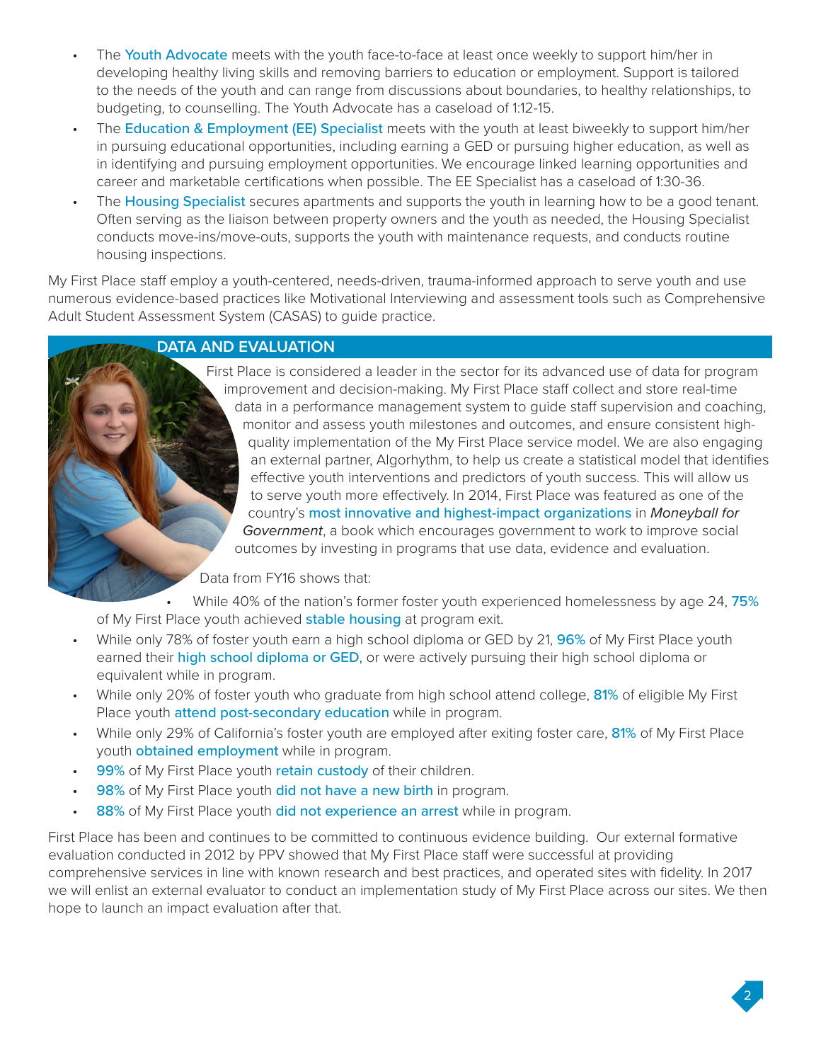- The Youth Advocate meets with the youth face-to-face at least once weekly to support him/her in developing healthy living skills and removing barriers to education or employment. Support is tailored to the needs of the youth and can range from discussions about boundaries, to healthy relationships, to budgeting, to counselling. The Youth Advocate has a caseload of 1:12-15.
- The Education & Employment (EE) Specialist meets with the youth at least biweekly to support him/her in pursuing educational opportunities, including earning a GED or pursuing higher education, as well as in identifying and pursuing employment opportunities. We encourage linked learning opportunities and career and marketable certifications when possible. The EE Specialist has a caseload of 1:30-36.
- The Housing Specialist secures apartments and supports the youth in learning how to be a good tenant. Often serving as the liaison between property owners and the youth as needed, the Housing Specialist conducts move-ins/move-outs, supports the youth with maintenance requests, and conducts routine housing inspections.

My First Place staff employ a youth-centered, needs-driven, trauma-informed approach to serve youth and use numerous evidence-based practices like Motivational Interviewing and assessment tools such as Comprehensive Adult Student Assessment System (CASAS) to guide practice.

## DATA AND EVALUATION

First Place is considered a leader in the sector for its advanced use of data for program improvement and decision-making. My First Place staff collect and store real-time data in a performance management system to guide staff supervision and coaching, monitor and assess youth milestones and outcomes, and ensure consistent high-quality implementation of the My First Place service model. We are also engaging an external partner, Algorhythm, to help us create a statistical model that identifies effective youth interventions and predictors of youth success. This will allow us to serve youth more effectively. In 2014, First Place was featured as one of the country's most innovative and highest-impact organizations in *Moneyball for Government*, a book which encourages government to work to improve social outcomes by investing in programs that use data, evidence and evaluation.

Data from FY16 shows that:

- While 40% of the nation's former foster youth experienced homelessness by age 24, 75% of My First Place youth achieved stable housing at program exit.
- While only 78% of foster youth earn a high school diploma or GED by 21, 96% of My First Place youth earned their high school diploma or GED, or were actively pursuing their high school diploma or equivalent while in program.
- While only 20% of foster youth who graduate from high school attend college, 81% of eligible My First Place youth attend post-secondary education while in program.
- While only 29% of California's foster youth are employed after exiting foster care, 81% of My First Place youth obtained employment while in program.
- 99% of My First Place youth retain custody of their children.
- 98% of My First Place youth did not have a new birth in program.
- 88% of My First Place youth did not experience an arrest while in program.

First Place has been and continues to be committed to continuous evidence building. Our external formative evaluation conducted in 2012 by PPV showed that My First Place staff were successful at providing comprehensive services in line with known research and best practices, and operated sites with fidelity. In 2017 we will enlist an external evaluator to conduct an implementation study of My First Place across our sites. We then hope to launch an impact evaluation after that.